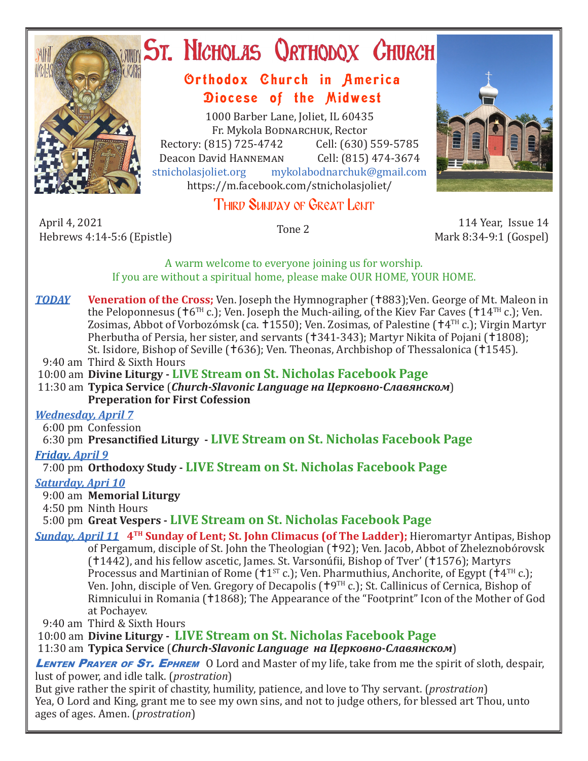# St. Nicholas Orthodox Church

## Orthodox Church in America
## Diocese of the Midwest

1000 Barber Lane, Joliet, IL 60435
Fr. Mykola Bodnarchuk, Rector
Rectory: (815) 725-4742 Cell: (630) 559-5785
Deacon David Hanneman Cell: (815) 474-3674
stnicholasjoliet.org mykolabodnarchuk@gmail.com
https://m.facebook.com/stnicholasjoliet/

## Third Sunday of Great Lent

April 4, 2021
Hebrews 4:14-5:6 (Epistle)

Tone 2

114 Year, Issue 14
Mark 8:34-9:1 (Gospel)

A warm welcome to everyone joining us for worship.
If you are without a spiritual home, please make OUR HOME, YOUR HOME.

***TODAY*** **Veneration of the Cross;** Ven. Joseph the Hymnographer (✝883);Ven. George of Mt. Maleon in the Peloponnesus (✝6TH c.); Ven. Joseph the Much-ailing, of the Kiev Far Caves (✝14TH c.); Ven. Zosimas, Abbot of Vorbozómsk (ca. ✝1550); Ven. Zosimas, of Palestine (✝4TH c.); Virgin Martyr Pherbutha of Persia, her sister, and servants (✝341-343); Martyr Nikita of Pojani (✝1808); St. Isidore, Bishop of Seville (✝636); Ven. Theonas, Archbishop of Thessalonica (✝1545).

9:40 am Third & Sixth Hours
10:00 am **Divine Liturgy - LIVE Stream on St. Nicholas Facebook Page**
11:30 am **Typica Service** (***Church-Slavonic Language на Церковно-Славянском***)
**Preperation for First Cofession**

***Wednesday, April 7***
6:00 pm Confession
6:30 pm **Presanctified Liturgy - LIVE Stream on St. Nicholas Facebook Page**

***Friday, April 9***
7:00 pm **Orthodoxy Study - LIVE Stream on St. Nicholas Facebook Page**

***Saturday, Apri 10***
9:00 am **Memorial Liturgy**
4:50 pm Ninth Hours
5:00 pm **Great Vespers - LIVE Stream on St. Nicholas Facebook Page**

***Sunday, April 11*** **4TH Sunday of Lent; St. John Climacus (of The Ladder);** Hieromartyr Antipas, Bishop of Pergamum, disciple of St. John the Theologian (✝92); Ven. Jacob, Abbot of Zheleznobórovsk (✝1442), and his fellow ascetic, James. St. Varsonúfii, Bishop of Tver' (✝1576); Martyrs Processus and Martinian of Rome (✝1ST c.); Ven. Pharmuthius, Anchorite, of Egypt (✝4TH c.); Ven. John, disciple of Ven. Gregory of Decapolis (✝9TH c.); St. Callinicus of Cernica, Bishop of Rimnicului in Romania (✝1868); The Appearance of the "Footprint" Icon of the Mother of God at Pochayev.

9:40 am Third & Sixth Hours
10:00 am **Divine Liturgy - LIVE Stream on St. Nicholas Facebook Page**
11:30 am **Typica Service** (***Church-Slavonic Language на Церковно-Славянском***)

***Lenten Prayer of St. Ephrem*** O Lord and Master of my life, take from me the spirit of sloth, despair, lust of power, and idle talk. (*prostration*)
But give rather the spirit of chastity, humility, patience, and love to Thy servant. (*prostration*)
Yea, O Lord and King, grant me to see my own sins, and not to judge others, for blessed art Thou, unto ages of ages. Amen. (*prostration*)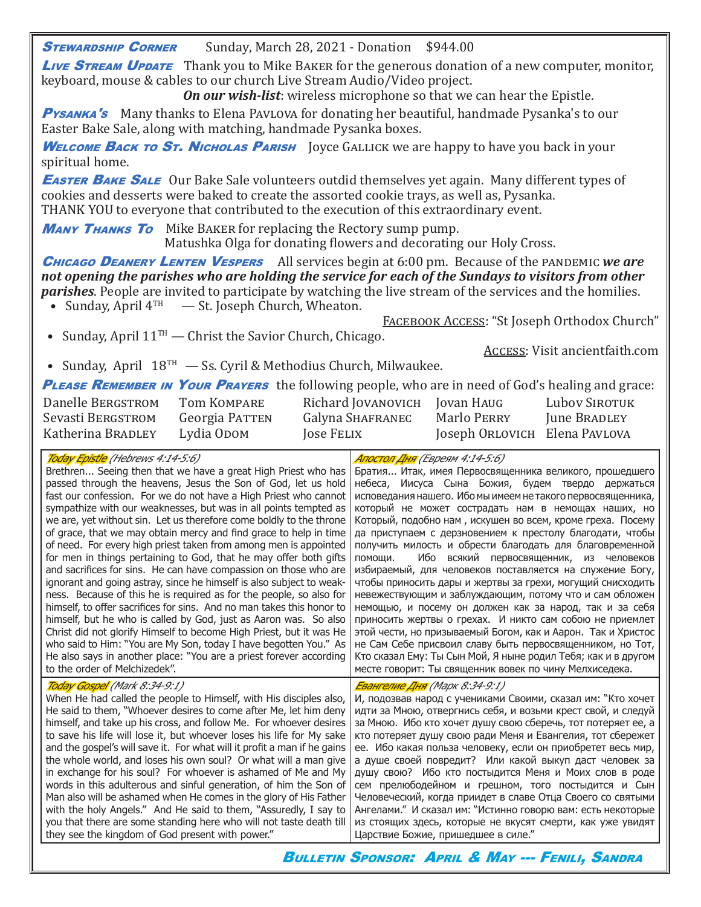**Stewardship Corner** Sunday, March 28, 2021 - Donation $944.00

**Live Stream Update** Thank you to Mike Baker for the generous donation of a new computer, monitor, keyboard, mouse & cables to our church Live Stream Audio/Video project.

***On our wish-list***: wireless microphone so that we can hear the Epistle.

**Pysanka's** Many thanks to Elena Pavlova for donating her beautiful, handmade Pysanka's to our Easter Bake Sale, along with matching, handmade Pysanka boxes.

**Welcome Back to St. Nicholas Parish** Joyce Gallick we are happy to have you back in your spiritual home.

**Easter Bake Sale** Our Bake Sale volunteers outdid themselves yet again. Many different types of cookies and desserts were baked to create the assorted cookie trays, as well as, Pysanka. THANK YOU to everyone that contributed to the execution of this extraordinary event.

**Many Thanks To** Mike Baker for replacing the Rectory sump pump.
Matushka Olga for donating flowers and decorating our Holy Cross.

**Chicago Deanery Lenten Vespers** All services begin at 6:00 pm. Because of the pandemic ***we are not opening the parishes who are holding the service for each of the Sundays to visitors from other parishes***. People are invited to participate by watching the live stream of the services and the homilies.

- Sunday, April 4TH — St. Joseph Church, Wheaton.
  Facebook Access: "St Joseph Orthodox Church"
- Sunday, April 11TH — Christ the Savior Church, Chicago.
  Access: Visit ancientfaith.com
- Sunday, April 18TH — Ss. Cyril & Methodius Church, Milwaukee.

**Please Remember in Your Prayers** the following people, who are in need of God's healing and grace:

| | | | | |
|---|---|---|---|---|
| Danelle Bergstrom | Tom Kompare | Richard Jovanovich | Jovan Haug | Lubov Sirotuk |
| Sevasti Bergstrom | Georgia Patten | Galyna Shafranec | Marlo Perry | June Bradley |
| Katherina Bradley | Lydia Odom | Jose Felix | Joseph Orlovich | Elena Pavlova |

*Today Epistle (Hebrews 4:14-5:6)*
Brethren... Seeing then that we have a great High Priest who has passed through the heavens, Jesus the Son of God, let us hold fast our confession. For we do not have a High Priest who cannot sympathize with our weaknesses, but was in all points tempted as we are, yet without sin. Let us therefore come boldly to the throne of grace, that we may obtain mercy and find grace to help in time of need. For every high priest taken from among men is appointed for men in things pertaining to God, that he may offer both gifts and sacrifices for sins. He can have compassion on those who are ignorant and going astray, since he himself is also subject to weakness. Because of this he is required as for the people, so also for himself, to offer sacrifices for sins. And no man takes this honor to himself, but he who is called by God, just as Aaron was. So also Christ did not glorify Himself to become High Priest, but it was He who said to Him: "You are My Son, today I have begotten You." As He also says in another place: "You are a priest forever according to the order of Melchizedek".

*Апостол Дня (Евреям 4:14-5:6)*
Братия... Итак, имея Первосвященника великого, прошедшего небеса, Иисуса Сына Божия, будем твердо держаться исповедания нашего. Ибо мы имеем не такого первосвященника, который не может сострадать нам в немощах наших, но Который, подобно нам , искушен во всем, кроме греха. Посему да приступаем с дерзновением к престолу благодати, чтобы получить милость и обрести благодать для благовременной помощи. Ибо всякий первосвященник, из человеков избираемый, для человеков поставляется на служение Богу, чтобы приносить дары и жертвы за грехи, могущий снисходить невежествующим и заблуждающим, потому что и сам обложен немощью, и посему он должен как за народ, так и за себя приносить жертвы о грехах. И никто сам собою не приемлет этой чести, но призываемый Богом, как и Аарон. Так и Христос не Сам Себе присвоил славу быть первосвященником, но Тот, Кто сказал Ему: Ты Сын Мой, Я ныне родил Тебя; как и в другом месте говорит: Ты священник вовек по чину Мелхиседека.

*Today Gospel (Mark 8:34-9:1)*
When He had called the people to Himself, with His disciples also, He said to them, "Whoever desires to come after Me, let him deny himself, and take up his cross, and follow Me. For whoever desires to save his life will lose it, but whoever loses his life for My sake and the gospel's will save it. For what will it profit a man if he gains the whole world, and loses his own soul? Or what will a man give in exchange for his soul? For whoever is ashamed of Me and My words in this adulterous and sinful generation, of him the Son of Man also will be ashamed when He comes in the glory of His Father with the holy Angels." And He said to them, "Assuredly, I say to you that there are some standing here who will not taste death till they see the kingdom of God present with power."

*Евангелие Дня (Марк 8:34-9:1)*
И, подозвав народ с учениками Своими, сказал им: "Кто хочет идти за Мною, отвергнись себя, и возьми крест свой, и следуй за Мною. Ибо кто хочет душу свою сберечь, тот потеряет ее, а кто потеряет душу свою ради Меня и Евангелия, тот сбережет ее. Ибо какая польза человеку, если он приобретет весь мир, а душе своей повредит? Или какой выкуп даст человек за душу свою? Ибо кто постыдится Меня и Моих слов в роде сем прелюбодейном и грешном, того постыдится и Сын Человеческий, когда приидет в славе Отца Своего со святыми Ангелами." И сказал им: "Истинно говорю вам: есть некоторые из стоящих здесь, которые не вкусят смерти, как уже увидят Царствие Божие, пришедшее в силе."

**Bulletin Sponsor: April & May --- Fenili, Sandra**